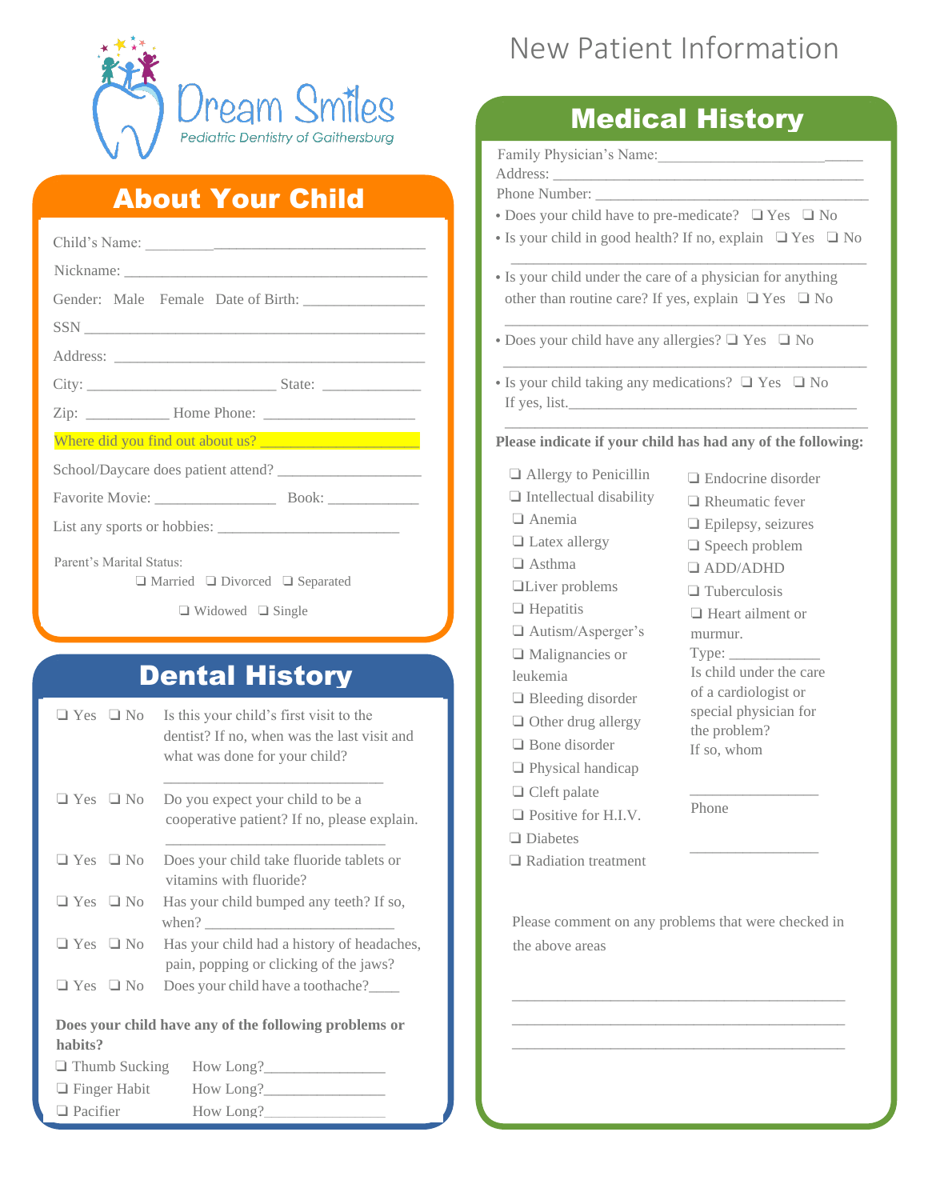Dream Smiles
Pediatric Dentistry of Gaithersburg

# New Patient Information

## About Your Child

Child's Name: ___________________________________

Nickname: ___________________________________

Gender: Male Female Date of Birth: _______________

SSN ___________________________________

Address: ___________________________________

City: _______________________ State: ____________

Zip: __________ Home Phone: ___________________

Where did you find out about us? ____________________

School/Daycare does patient attend? __________________

Favorite Movie: _______________ Book: ___________

List any sports or hobbies: _______________________

Parent's Marital Status:

❑ Married ❑ Divorced ❑ Separated

❑ Widowed ❑ Single

## Dental History

❑ Yes ❑ No Is this your child's first visit to the dentist? If no, when was the last visit and what was done for your child?

___________________________

❑ Yes ❑ No Do you expect your child to be a cooperative patient? If no, please explain.

___________________________

❑ Yes ❑ No Does your child take fluoride tablets or vitamins with fluoride?

❑ Yes ❑ No Has your child bumped any teeth? If so, when? ______________________

❑ Yes ❑ No Has your child had a history of headaches, pain, popping or clicking of the jaws?

❑ Yes ❑ No Does your child have a toothache?____

**Does your child have any of the following problems or habits?**

❑ Thumb Sucking How Long?_______________

❑ Finger Habit How Long?_______________

❑ Pacifier How Long?_______________

## Medical History

Family Physician's Name:___________________________

Address: ___________________________________

Phone Number: ___________________________________

- Does your child have to pre-medicate? ❑ Yes ❑ No
- Is your child in good health? If no, explain ❑ Yes ❑ No

___________________________________

- Is your child under the care of a physician for anything other than routine care? If yes, explain ❑ Yes ❑ No

___________________________________

- Does your child have any allergies? ❑ Yes ❑ No

___________________________________

- Is your child taking any medications? ❑ Yes ❑ No
  If yes, list.___________________________________

___________________________________

**Please indicate if your child has had any of the following:**

❑ Allergy to Penicillin
❑ Intellectual disability
❑ Anemia
❑ Latex allergy
❑ Asthma
❑ Liver problems
❑ Hepatitis
❑ Autism/Asperger's
❑ Malignancies or leukemia
❑ Bleeding disorder
❑ Other drug allergy
❑ Bone disorder
❑ Physical handicap
❑ Cleft palate
❑ Positive for H.I.V.
❑ Diabetes
❑ Radiation treatment

❑ Endocrine disorder
❑ Rheumatic fever
❑ Epilepsy, seizures
❑ Speech problem
❑ ADD/ADHD
❑ Tuberculosis
❑ Heart ailment or murmur.
Type: ___________
Is child under the care of a cardiologist or special physician for the problem?
If so, whom

_______________

Phone

_______________

Please comment on any problems that were checked in the above areas

___________________________________

___________________________________

___________________________________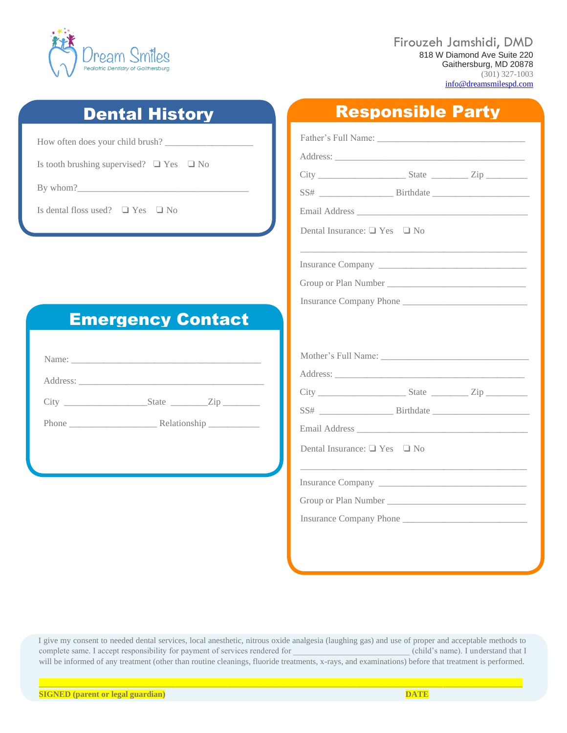Dream Smiles
Pediatric Dentistry of Gaithersburg

Firouzeh Jamshidi, DMD
818 W Diamond Ave Suite 220
Gaithersburg, MD 20878
(301) 327-1003
info@dreamsmilespd.com

## Dental History

How often does your child brush? ___________________

Is tooth brushing supervised? ❑ Yes ❑ No

By whom?_____________________________________

Is dental floss used? ❑ Yes ❑ No

## Emergency Contact

Name: ________________________________________

Address: ______________________________________

City _________________State ________Zip ________

Phone __________________ Relationship ___________

## Responsible Party

Father's Full Name: _______________________________

Address: _______________________________________

City __________________ State ________ Zip _________

SS# _______________ Birthdate _____________________

Email Address ___________________________________

Dental Insurance: ❑ Yes ❑ No

_______________________________________________

Insurance Company ______________________________

Group or Plan Number ____________________________

Insurance Company Phone _________________________

Mother's Full Name: ______________________________

Address: _______________________________________

City __________________ State ________ Zip _________

SS# _______________ Birthdate _____________________

Email Address ___________________________________

Dental Insurance: ❑ Yes ❑ No

_______________________________________________

Insurance Company ______________________________

Group or Plan Number ____________________________

Insurance Company Phone _________________________

I give my consent to needed dental services, local anesthetic, nitrous oxide analgesia (laughing gas) and use of proper and acceptable methods to complete same. I accept responsibility for payment of services rendered for __________________________ (child's name). I understand that I will be informed of any treatment (other than routine cleanings, fluoride treatments, x-rays, and examinations) before that treatment is performed.

______________________________________________________________________________________________

**SIGNED (parent or legal guardian)** **DATE**